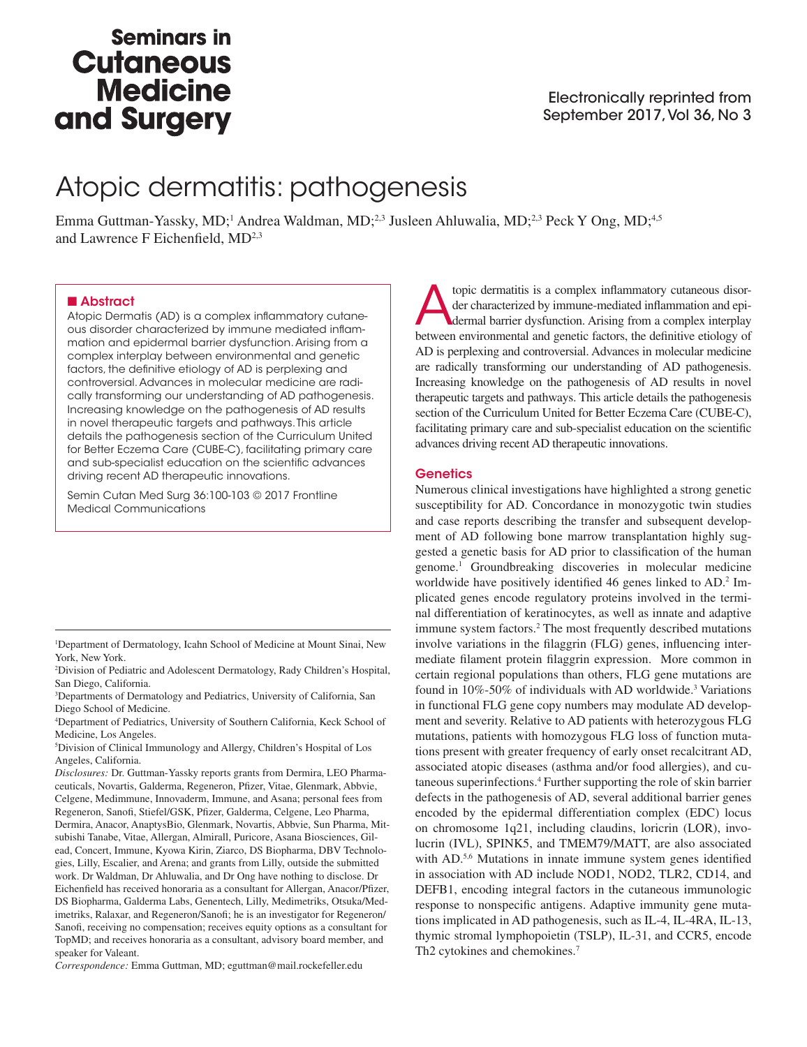Seminars in Cutaneous Medicine and Surgery

Electronically reprinted from September 2017, Vol 36, No 3

# Atopic dermatitis: pathogenesis

Emma Guttman-Yassky, MD;[1] Andrea Waldman, MD;[2,3] Jusleen Ahluwalia, MD;[2,3] Peck Y Ong, MD;[4,5] and Lawrence F Eichenfield, MD[2,3]

## Abstract

Atopic Dermatis (AD) is a complex inflammatory cutaneous disorder characterized by immune mediated inflammation and epidermal barrier dysfunction. Arising from a complex interplay between environmental and genetic factors, the definitive etiology of AD is perplexing and controversial. Advances in molecular medicine are radically transforming our understanding of AD pathogenesis. Increasing knowledge on the pathogenesis of AD results in novel therapeutic targets and pathways. This article details the pathogenesis section of the Curriculum United for Better Eczema Care (CUBE-C), facilitating primary care and sub-specialist education on the scientific advances driving recent AD therapeutic innovations.

Semin Cutan Med Surg 36:100-103 © 2017 Frontline Medical Communications

[1]Department of Dermatology, Icahn School of Medicine at Mount Sinai, New York, New York.
[2]Division of Pediatric and Adolescent Dermatology, Rady Children's Hospital, San Diego, California.
[3]Departments of Dermatology and Pediatrics, University of California, San Diego School of Medicine.
[4]Department of Pediatrics, University of Southern California, Keck School of Medicine, Los Angeles.
[5]Division of Clinical Immunology and Allergy, Children's Hospital of Los Angeles, California.

*Disclosures:* Dr. Guttman-Yassky reports grants from Dermira, LEO Pharmaceuticals, Novartis, Galderma, Regeneron, Pfizer, Vitae, Glenmark, Abbvie, Celgene, Medimmune, Innovaderm, Immune, and Asana; personal fees from Regeneron, Sanofi, Stiefel/GSK, Pfizer, Galderma, Celgene, Leo Pharma, Dermira, Anacor, AnaptysBio, Glenmark, Novartis, Abbvie, Sun Pharma, Mitsubishi Tanabe, Vitae, Allergan, Almirall, Puricore, Asana Biosciences, Gilead, Concert, Immune, Kyowa Kirin, Ziarco, DS Biopharma, DBV Technologies, Lilly, Escalier, and Arena; and grants from Lilly, outside the submitted work. Dr Waldman, Dr Ahluwalia, and Dr Ong have nothing to disclose. Dr Eichenfield has received honoraria as a consultant for Allergan, Anacor/Pfizer, DS Biopharma, Galderma Labs, Genentech, Lilly, Medimetriks, Otsuka/Medimetriks, Ralaxar, and Regeneron/Sanofi; he is an investigator for Regeneron/Sanofi, receiving no compensation; receives equity options as a consultant for TopMD; and receives honoraria as a consultant, advisory board member, and speaker for Valeant.

*Correspondence:* Emma Guttman, MD; eguttman@mail.rockefeller.edu

Atopic dermatitis is a complex inflammatory cutaneous disorder characterized by immune-mediated inflammation and epidermal barrier dysfunction. Arising from a complex interplay between environmental and genetic factors, the definitive etiology of AD is perplexing and controversial. Advances in molecular medicine are radically transforming our understanding of AD pathogenesis. Increasing knowledge on the pathogenesis of AD results in novel therapeutic targets and pathways. This article details the pathogenesis section of the Curriculum United for Better Eczema Care (CUBE-C), facilitating primary care and sub-specialist education on the scientific advances driving recent AD therapeutic innovations.

## Genetics

Numerous clinical investigations have highlighted a strong genetic susceptibility for AD. Concordance in monozygotic twin studies and case reports describing the transfer and subsequent development of AD following bone marrow transplantation highly suggested a genetic basis for AD prior to classification of the human genome.[1] Groundbreaking discoveries in molecular medicine worldwide have positively identified 46 genes linked to AD.[2] Implicated genes encode regulatory proteins involved in the terminal differentiation of keratinocytes, as well as innate and adaptive immune system factors.[2] The most frequently described mutations involve variations in the filaggrin (FLG) genes, influencing intermediate filament protein filaggrin expression. More common in certain regional populations than others, FLG gene mutations are found in 10%-50% of individuals with AD worldwide.[3] Variations in functional FLG gene copy numbers may modulate AD development and severity. Relative to AD patients with heterozygous FLG mutations, patients with homozygous FLG loss of function mutations present with greater frequency of early onset recalcitrant AD, associated atopic diseases (asthma and/or food allergies), and cutaneous superinfections.[4] Further supporting the role of skin barrier defects in the pathogenesis of AD, several additional barrier genes encoded by the epidermal differentiation complex (EDC) locus on chromosome 1q21, including claudins, loricrin (LOR), involucrin (IVL), SPINK5, and TMEM79/MATT, are also associated with AD.[5,6] Mutations in innate immune system genes identified in association with AD include NOD1, NOD2, TLR2, CD14, and DEFB1, encoding integral factors in the cutaneous immunologic response to nonspecific antigens. Adaptive immunity gene mutations implicated in AD pathogenesis, such as IL-4, IL-4RA, IL-13, thymic stromal lymphopoietin (TSLP), IL-31, and CCR5, encode Th2 cytokines and chemokines.[7]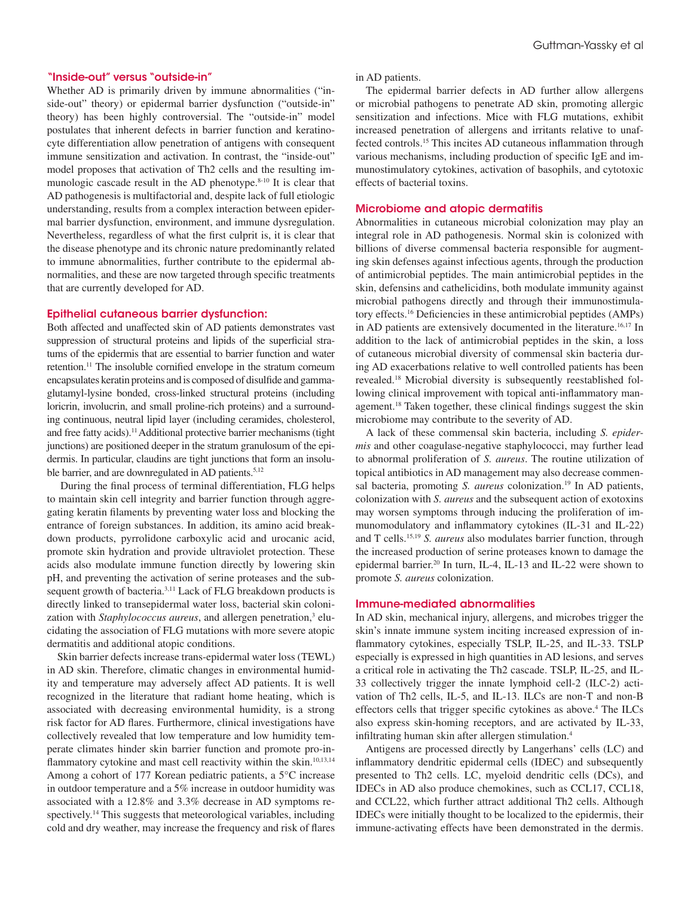## "Inside-out" versus "outside-in"

Whether AD is primarily driven by immune abnormalities ("inside-out" theory) or epidermal barrier dysfunction ("outside-in" theory) has been highly controversial. The "outside-in" model postulates that inherent defects in barrier function and keratinocyte differentiation allow penetration of antigens with consequent immune sensitization and activation. In contrast, the "inside-out" model proposes that activation of Th2 cells and the resulting immunologic cascade result in the AD phenotype.[8-10] It is clear that AD pathogenesis is multifactorial and, despite lack of full etiologic understanding, results from a complex interaction between epidermal barrier dysfunction, environment, and immune dysregulation. Nevertheless, regardless of what the first culprit is, it is clear that the disease phenotype and its chronic nature predominantly related to immune abnormalities, further contribute to the epidermal abnormalities, and these are now targeted through specific treatments that are currently developed for AD.

## Epithelial cutaneous barrier dysfunction:

Both affected and unaffected skin of AD patients demonstrates vast suppression of structural proteins and lipids of the superficial stratums of the epidermis that are essential to barrier function and water retention.[11] The insoluble cornified envelope in the stratum corneum encapsulates keratin proteins and is composed of disulfide and gamma-glutamyl-lysine bonded, cross-linked structural proteins (including loricrin, involucrin, and small proline-rich proteins) and a surrounding continuous, neutral lipid layer (including ceramides, cholesterol, and free fatty acids).[11] Additional protective barrier mechanisms (tight junctions) are positioned deeper in the stratum granulosum of the epidermis. In particular, claudins are tight junctions that form an insoluble barrier, and are downregulated in AD patients.[5,12]

During the final process of terminal differentiation, FLG helps to maintain skin cell integrity and barrier function through aggregating keratin filaments by preventing water loss and blocking the entrance of foreign substances. In addition, its amino acid breakdown products, pyrrolidone carboxylic acid and urocanic acid, promote skin hydration and provide ultraviolet protection. These acids also modulate immune function directly by lowering skin pH, and preventing the activation of serine proteases and the subsequent growth of bacteria.[3,11] Lack of FLG breakdown products is directly linked to transepidermal water loss, bacterial skin colonization with *Staphylococcus aureus*, and allergen penetration,[3] elucidating the association of FLG mutations with more severe atopic dermatitis and additional atopic conditions.

Skin barrier defects increase trans-epidermal water loss (TEWL) in AD skin. Therefore, climatic changes in environmental humidity and temperature may adversely affect AD patients. It is well recognized in the literature that radiant home heating, which is associated with decreasing environmental humidity, is a strong risk factor for AD flares. Furthermore, clinical investigations have collectively revealed that low temperature and low humidity temperate climates hinder skin barrier function and promote pro-inflammatory cytokine and mast cell reactivity within the skin.[10,13,14] Among a cohort of 177 Korean pediatric patients, a 5°C increase in outdoor temperature and a 5% increase in outdoor humidity was associated with a 12.8% and 3.3% decrease in AD symptoms respectively.[14] This suggests that meteorological variables, including cold and dry weather, may increase the frequency and risk of flares in AD patients.

The epidermal barrier defects in AD further allow allergens or microbial pathogens to penetrate AD skin, promoting allergic sensitization and infections. Mice with FLG mutations, exhibit increased penetration of allergens and irritants relative to unaffected controls.[15] This incites AD cutaneous inflammation through various mechanisms, including production of specific IgE and immunostimulatory cytokines, activation of basophils, and cytotoxic effects of bacterial toxins.

## Microbiome and atopic dermatitis

Abnormalities in cutaneous microbial colonization may play an integral role in AD pathogenesis. Normal skin is colonized with billions of diverse commensal bacteria responsible for augmenting skin defenses against infectious agents, through the production of antimicrobial peptides. The main antimicrobial peptides in the skin, defensins and cathelicidins, both modulate immunity against microbial pathogens directly and through their immunostimulatory effects.[16] Deficiencies in these antimicrobial peptides (AMPs) in AD patients are extensively documented in the literature.[16,17] In addition to the lack of antimicrobial peptides in the skin, a loss of cutaneous microbial diversity of commensal skin bacteria during AD exacerbations relative to well controlled patients has been revealed.[18] Microbial diversity is subsequently reestablished following clinical improvement with topical anti-inflammatory management.[18] Taken together, these clinical findings suggest the skin microbiome may contribute to the severity of AD.

A lack of these commensal skin bacteria, including *S. epidermis* and other coagulase-negative staphylococci, may further lead to abnormal proliferation of *S. aureus*. The routine utilization of topical antibiotics in AD management may also decrease commensal bacteria, promoting *S. aureus* colonization.[19] In AD patients, colonization with *S. aureus* and the subsequent action of exotoxins may worsen symptoms through inducing the proliferation of immunomodulatory and inflammatory cytokines (IL-31 and IL-22) and T cells.[15,19] *S. aureus* also modulates barrier function, through the increased production of serine proteases known to damage the epidermal barrier.[20] In turn, IL-4, IL-13 and IL-22 were shown to promote *S. aureus* colonization.

## Immune-mediated abnormalities

In AD skin, mechanical injury, allergens, and microbes trigger the skin's innate immune system inciting increased expression of inflammatory cytokines, especially TSLP, IL-25, and IL-33. TSLP especially is expressed in high quantities in AD lesions, and serves a critical role in activating the Th2 cascade. TSLP, IL-25, and IL-33 collectively trigger the innate lymphoid cell-2 (ILC-2) activation of Th2 cells, IL-5, and IL-13. ILCs are non-T and non-B effectors cells that trigger specific cytokines as above.[4] The ILCs also express skin-homing receptors, and are activated by IL-33, infiltrating human skin after allergen stimulation.[4]

Antigens are processed directly by Langerhans' cells (LC) and inflammatory dendritic epidermal cells (IDEC) and subsequently presented to Th2 cells. LC, myeloid dendritic cells (DCs), and IDECs in AD also produce chemokines, such as CCL17, CCL18, and CCL22, which further attract additional Th2 cells. Although IDECs were initially thought to be localized to the epidermis, their immune-activating effects have been demonstrated in the dermis.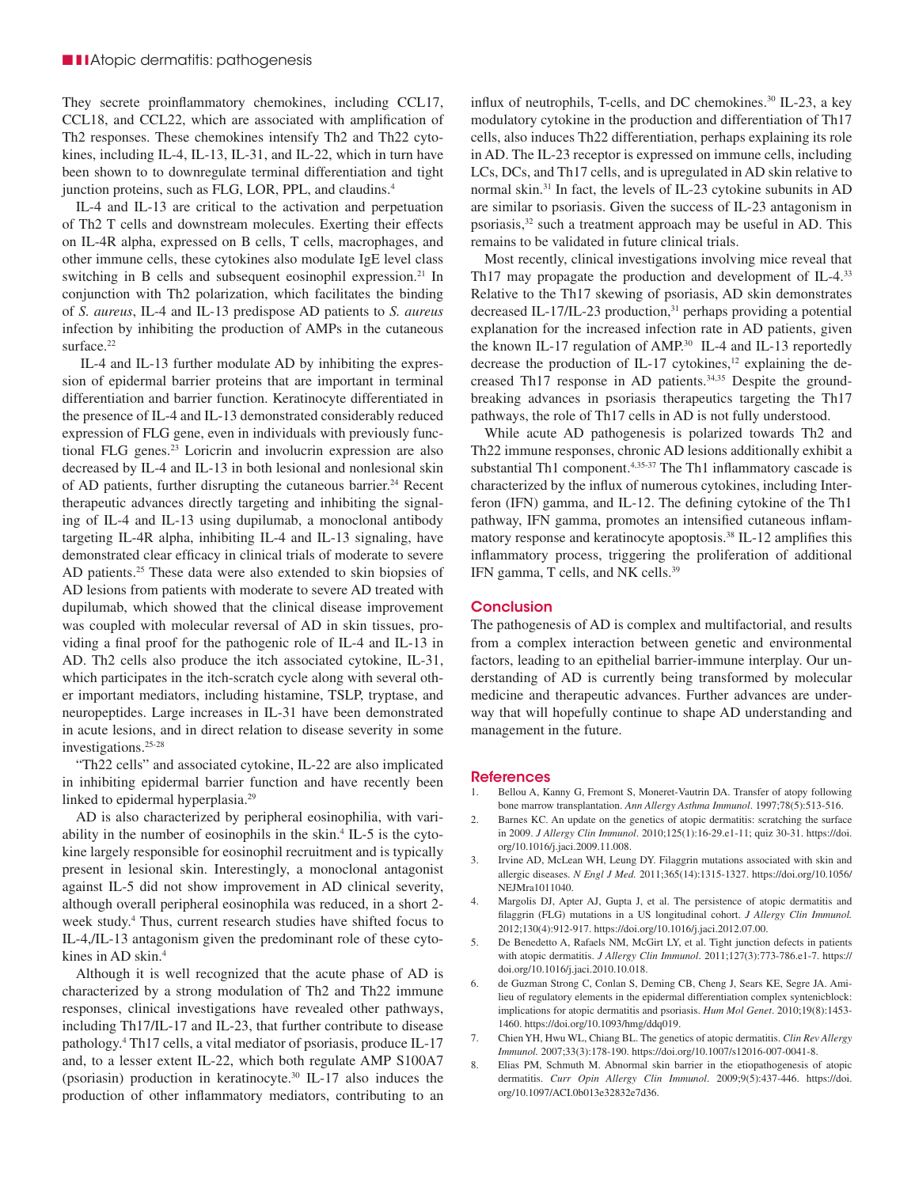They secrete proinflammatory chemokines, including CCL17, CCL18, and CCL22, which are associated with amplification of Th2 responses. These chemokines intensify Th2 and Th22 cytokines, including IL-4, IL-13, IL-31, and IL-22, which in turn have been shown to to downregulate terminal differentiation and tight junction proteins, such as FLG, LOR, PPL, and claudins.[4]

IL-4 and IL-13 are critical to the activation and perpetuation of Th2 T cells and downstream molecules. Exerting their effects on IL-4R alpha, expressed on B cells, T cells, macrophages, and other immune cells, these cytokines also modulate IgE level class switching in B cells and subsequent eosinophil expression.[21] In conjunction with Th2 polarization, which facilitates the binding of *S. aureus*, IL-4 and IL-13 predispose AD patients to *S. aureus* infection by inhibiting the production of AMPs in the cutaneous surface.[22]

IL-4 and IL-13 further modulate AD by inhibiting the expression of epidermal barrier proteins that are important in terminal differentiation and barrier function. Keratinocyte differentiated in the presence of IL-4 and IL-13 demonstrated considerably reduced expression of FLG gene, even in individuals with previously functional FLG genes.[23] Loricrin and involucrin expression are also decreased by IL-4 and IL-13 in both lesional and nonlesional skin of AD patients, further disrupting the cutaneous barrier.[24] Recent therapeutic advances directly targeting and inhibiting the signaling of IL-4 and IL-13 using dupilumab, a monoclonal antibody targeting IL-4R alpha, inhibiting IL-4 and IL-13 signaling, have demonstrated clear efficacy in clinical trials of moderate to severe AD patients.[25] These data were also extended to skin biopsies of AD lesions from patients with moderate to severe AD treated with dupilumab, which showed that the clinical disease improvement was coupled with molecular reversal of AD in skin tissues, providing a final proof for the pathogenic role of IL-4 and IL-13 in AD. Th2 cells also produce the itch associated cytokine, IL-31, which participates in the itch-scratch cycle along with several other important mediators, including histamine, TSLP, tryptase, and neuropeptides. Large increases in IL-31 have been demonstrated in acute lesions, and in direct relation to disease severity in some investigations.[25-28]

"Th22 cells" and associated cytokine, IL-22 are also implicated in inhibiting epidermal barrier function and have recently been linked to epidermal hyperplasia.[29]

AD is also characterized by peripheral eosinophilia, with variability in the number of eosinophils in the skin.[4] IL-5 is the cytokine largely responsible for eosinophil recruitment and is typically present in lesional skin. Interestingly, a monoclonal antagonist against IL-5 did not show improvement in AD clinical severity, although overall peripheral eosinophila was reduced, in a short 2-week study.[4] Thus, current research studies have shifted focus to IL-4,/IL-13 antagonism given the predominant role of these cytokines in AD skin.[4]

Although it is well recognized that the acute phase of AD is characterized by a strong modulation of Th2 and Th22 immune responses, clinical investigations have revealed other pathways, including Th17/IL-17 and IL-23, that further contribute to disease pathology.[4] Th17 cells, a vital mediator of psoriasis, produce IL-17 and, to a lesser extent IL-22, which both regulate AMP S100A7 (psoriasin) production in keratinocyte.[30] IL-17 also induces the production of other inflammatory mediators, contributing to an influx of neutrophils, T-cells, and DC chemokines.[30] IL-23, a key modulatory cytokine in the production and differentiation of Th17 cells, also induces Th22 differentiation, perhaps explaining its role in AD. The IL-23 receptor is expressed on immune cells, including LCs, DCs, and Th17 cells, and is upregulated in AD skin relative to normal skin.[31] In fact, the levels of IL-23 cytokine subunits in AD are similar to psoriasis. Given the success of IL-23 antagonism in psoriasis,[32] such a treatment approach may be useful in AD. This remains to be validated in future clinical trials.

Most recently, clinical investigations involving mice reveal that Th17 may propagate the production and development of IL-4.[33] Relative to the Th17 skewing of psoriasis, AD skin demonstrates decreased IL-17/IL-23 production,[31] perhaps providing a potential explanation for the increased infection rate in AD patients, given the known IL-17 regulation of AMP.[30] IL-4 and IL-13 reportedly decrease the production of IL-17 cytokines,[12] explaining the decreased Th17 response in AD patients.[34,35] Despite the groundbreaking advances in psoriasis therapeutics targeting the Th17 pathways, the role of Th17 cells in AD is not fully understood.

While acute AD pathogenesis is polarized towards Th2 and Th22 immune responses, chronic AD lesions additionally exhibit a substantial Th1 component.[4,35-37] The Th1 inflammatory cascade is characterized by the influx of numerous cytokines, including Interferon (IFN) gamma, and IL-12. The defining cytokine of the Th1 pathway, IFN gamma, promotes an intensified cutaneous inflammatory response and keratinocyte apoptosis.[38] IL-12 amplifies this inflammatory process, triggering the proliferation of additional IFN gamma, T cells, and NK cells.[39]

## Conclusion

The pathogenesis of AD is complex and multifactorial, and results from a complex interaction between genetic and environmental factors, leading to an epithelial barrier-immune interplay. Our understanding of AD is currently being transformed by molecular medicine and therapeutic advances. Further advances are underway that will hopefully continue to shape AD understanding and management in the future.

## References

1. Bellou A, Kanny G, Fremont S, Moneret-Vautrin DA. Transfer of atopy following bone marrow transplantation. *Ann Allergy Asthma Immunol*. 1997;78(5):513-516.
2. Barnes KC. An update on the genetics of atopic dermatitis: scratching the surface in 2009. *J Allergy Clin Immunol*. 2010;125(1):16-29.e1-11; quiz 30-31. https://doi.org/10.1016/j.jaci.2009.11.008.
3. Irvine AD, McLean WH, Leung DY. Filaggrin mutations associated with skin and allergic diseases. *N Engl J Med.* 2011;365(14):1315-1327. https://doi.org/10.1056/NEJMra1011040.
4. Margolis DJ, Apter AJ, Gupta J, et al. The persistence of atopic dermatitis and filaggrin (FLG) mutations in a US longitudinal cohort. *J Allergy Clin Immunol.* 2012;130(4):912-917. https://doi.org/10.1016/j.jaci.2012.07.00.
5. De Benedetto A, Rafaels NM, McGirt LY, et al. Tight junction defects in patients with atopic dermatitis. *J Allergy Clin Immunol*. 2011;127(3):773-786.e1-7. https://doi.org/10.1016/j.jaci.2010.10.018.
6. de Guzman Strong C, Conlan S, Deming CB, Cheng J, Sears KE, Segre JA. Amilieu of regulatory elements in the epidermal differentiation complex syntenicblock: implications for atopic dermatitis and psoriasis. *Hum Mol Genet*. 2010;19(8):1453-1460. https://doi.org/10.1093/hmg/ddq019.
7. Chien YH, Hwu WL, Chiang BL. The genetics of atopic dermatitis. *Clin Rev Allergy Immunol.* 2007;33(3):178-190. https://doi.org/10.1007/s12016-007-0041-8.
8. Elias PM, Schmuth M. Abnormal skin barrier in the etiopathogenesis of atopic dermatitis. *Curr Opin Allergy Clin Immunol*. 2009;9(5):437-446. https://doi.org/10.1097/ACI.0b013e32832e7d36.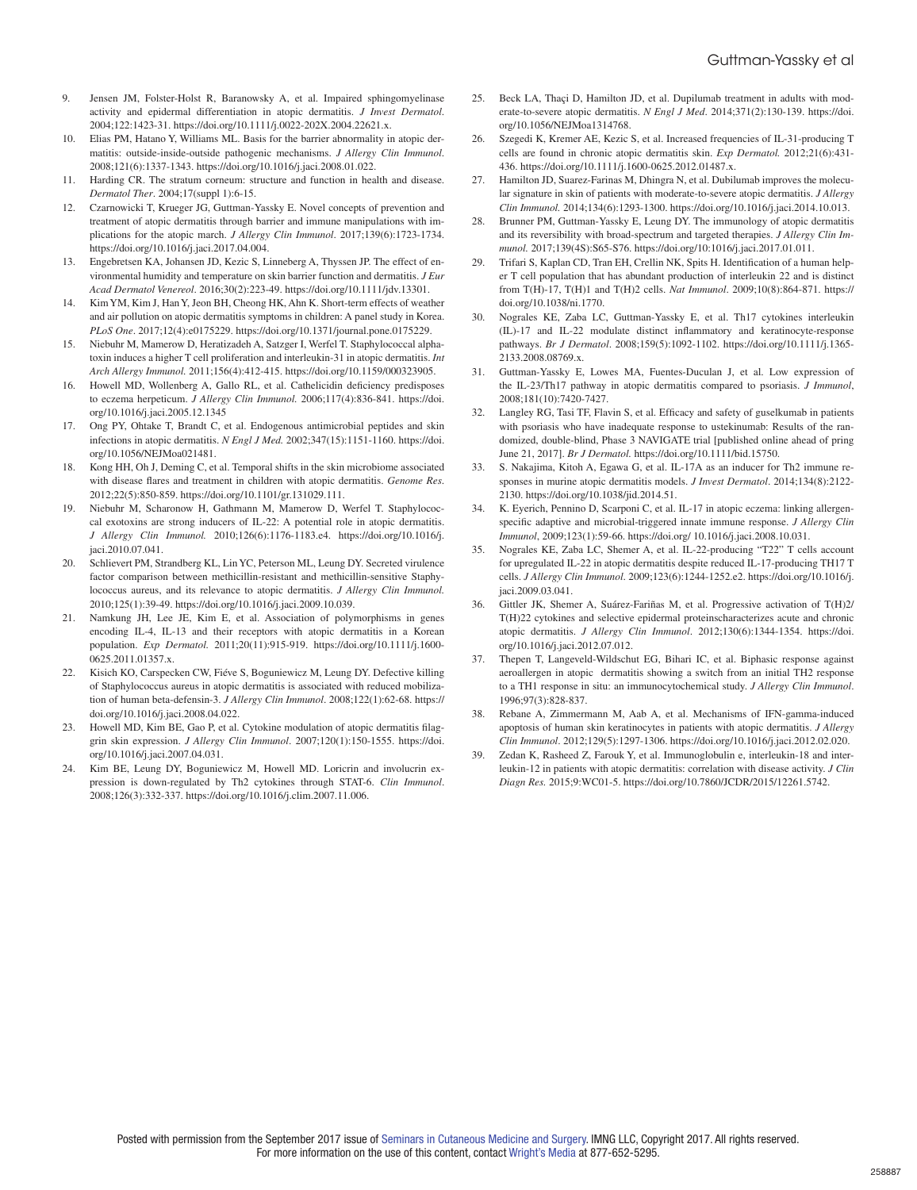9. Jensen JM, Folster-Holst R, Baranowsky A, et al. Impaired sphingomyelinase activity and epidermal differentiation in atopic dermatitis. *J Invest Dermatol*. 2004;122:1423-31. https://doi.org/10.1111/j.0022-202X.2004.22621.x.
10. Elias PM, Hatano Y, Williams ML. Basis for the barrier abnormality in atopic dermatitis: outside-inside-outside pathogenic mechanisms. *J Allergy Clin Immunol*. 2008;121(6):1337-1343. https://doi.org/10.1016/j.jaci.2008.01.022.
11. Harding CR. The stratum corneum: structure and function in health and disease. *Dermatol Ther*. 2004;17(suppl 1):6-15.
12. Czarnowicki T, Krueger JG, Guttman-Yassky E. Novel concepts of prevention and treatment of atopic dermatitis through barrier and immune manipulations with implications for the atopic march. *J Allergy Clin Immunol*. 2017;139(6):1723-1734. https://doi.org/10.1016/j.jaci.2017.04.004.
13. Engebretsen KA, Johansen JD, Kezic S, Linneberg A, Thyssen JP. The effect of environmental humidity and temperature on skin barrier function and dermatitis. *J Eur Acad Dermatol Venereol*. 2016;30(2):223-49. https://doi.org/10.1111/jdv.13301.
14. Kim YM, Kim J, Han Y, Jeon BH, Cheong HK, Ahn K. Short-term effects of weather and air pollution on atopic dermatitis symptoms in children: A panel study in Korea. *PLoS One*. 2017;12(4):e0175229. https://doi.org/10.1371/journal.pone.0175229.
15. Niebuhr M, Mamerow D, Heratizadeh A, Satzger I, Werfel T. Staphylococcal alpha-toxin induces a higher T cell proliferation and interleukin-31 in atopic dermatitis. *Int Arch Allergy Immunol.* 2011;156(4):412-415. https://doi.org/10.1159/000323905.
16. Howell MD, Wollenberg A, Gallo RL, et al. Cathelicidin deficiency predisposes to eczema herpeticum. *J Allergy Clin Immunol.* 2006;117(4):836-841. https://doi.org/10.1016/j.jaci.2005.12.1345
17. Ong PY, Ohtake T, Brandt C, et al. Endogenous antimicrobial peptides and skin infections in atopic dermatitis. *N Engl J Med.* 2002;347(15):1151-1160. https://doi.org/10.1056/NEJMoa021481.
18. Kong HH, Oh J, Deming C, et al. Temporal shifts in the skin microbiome associated with disease flares and treatment in children with atopic dermatitis. *Genome Res*. 2012;22(5):850-859. https://doi.org/10.1101/gr.131029.111.
19. Niebuhr M, Scharonow H, Gathmann M, Mamerow D, Werfel T. Staphylococcal exotoxins are strong inducers of IL-22: A potential role in atopic dermatitis. *J Allergy Clin Immunol.* 2010;126(6):1176-1183.e4. https://doi.org/10.1016/j.jaci.2010.07.041.
20. Schlievert PM, Strandberg KL, Lin YC, Peterson ML, Leung DY. Secreted virulence factor comparison between methicillin-resistant and methicillin-sensitive Staphylococcus aureus, and its relevance to atopic dermatitis. *J Allergy Clin Immunol.* 2010;125(1):39-49. https://doi.org/10.1016/j.jaci.2009.10.039.
21. Namkung JH, Lee JE, Kim E, et al. Association of polymorphisms in genes encoding IL-4, IL-13 and their receptors with atopic dermatitis in a Korean population. *Exp Dermatol.* 2011;20(11):915-919. https://doi.org/10.1111/j.1600-0625.2011.01357.x.
22. Kisich KO, Carspecken CW, Fiéve S, Boguniewicz M, Leung DY. Defective killing of Staphylococcus aureus in atopic dermatitis is associated with reduced mobilization of human beta-defensin-3. *J Allergy Clin Immunol*. 2008;122(1):62-68. https://doi.org/10.1016/j.jaci.2008.04.022.
23. Howell MD, Kim BE, Gao P, et al. Cytokine modulation of atopic dermatitis filaggrin skin expression. *J Allergy Clin Immunol*. 2007;120(1):150-1555. https://doi.org/10.1016/j.jaci.2007.04.031.
24. Kim BE, Leung DY, Boguniewicz M, Howell MD. Loricrin and involucrin expression is down-regulated by Th2 cytokines through STAT-6. *Clin Immunol*. 2008;126(3):332-337. https://doi.org/10.1016/j.clim.2007.11.006.
25. Beck LA, Thaçi D, Hamilton JD, et al. Dupilumab treatment in adults with moderate-to-severe atopic dermatitis. *N Engl J Med*. 2014;371(2):130-139. https://doi.org/10.1056/NEJMoa1314768.
26. Szegedi K, Kremer AE, Kezic S, et al. Increased frequencies of IL-31-producing T cells are found in chronic atopic dermatitis skin. *Exp Dermatol.* 2012;21(6):431-436. https://doi.org/10.1111/j.1600-0625.2012.01487.x.
27. Hamilton JD, Suarez-Farinas M, Dhingra N, et al. Dubilumab improves the molecular signature in skin of patients with moderate-to-severe atopic dermatitis. *J Allergy Clin Immunol.* 2014;134(6):1293-1300. https://doi.org/10.1016/j.jaci.2014.10.013.
28. Brunner PM, Guttman-Yassky E, Leung DY. The immunology of atopic dermatitis and its reversibility with broad-spectrum and targeted therapies. *J Allergy Clin Immunol.* 2017;139(4S):S65-S76. https://doi.org/10:1016/j.jaci.2017.01.011.
29. Trifari S, Kaplan CD, Tran EH, Crellin NK, Spits H. Identification of a human helper T cell population that has abundant production of interleukin 22 and is distinct from T(H)-17, T(H)1 and T(H)2 cells. *Nat Immunol*. 2009;10(8):864-871. https://doi.org/10.1038/ni.1770.
30. Nograles KE, Zaba LC, Guttman-Yassky E, et al. Th17 cytokines interleukin (IL)-17 and IL-22 modulate distinct inflammatory and keratinocyte-response pathways. *Br J Dermatol*. 2008;159(5):1092-1102. https://doi.org/10.1111/j.1365-2133.2008.08769.x.
31. Guttman-Yassky E, Lowes MA, Fuentes-Duculan J, et al. Low expression of the IL-23/Th17 pathway in atopic dermatitis compared to psoriasis. *J Immunol*, 2008;181(10):7420-7427.
32. Langley RG, Tasi TF, Flavin S, et al. Efficacy and safety of guselkumab in patients with psoriasis who have inadequate response to ustekinumab: Results of the randomized, double-blind, Phase 3 NAVIGATE trial [published online ahead of pring June 21, 2017]. *Br J Dermatol.* https://doi.org/10.1111/bid.15750.
33. S. Nakajima, Kitoh A, Egawa G, et al. IL-17A as an inducer for Th2 immune responses in murine atopic dermatitis models. *J Invest Dermatol*. 2014;134(8):2122-2130. https://doi.org/10.1038/jid.2014.51.
34. K. Eyerich, Pennino D, Scarponi C, et al. IL-17 in atopic eczema: linking allergen-specific adaptive and microbial-triggered innate immune response. *J Allergy Clin Immunol*, 2009;123(1):59-66. https://doi.org/ 10.1016/j.jaci.2008.10.031.
35. Nograles KE, Zaba LC, Shemer A, et al. IL-22-producing "T22" T cells account for upregulated IL-22 in atopic dermatitis despite reduced IL-17-producing TH17 T cells. *J Allergy Clin Immunol*. 2009;123(6):1244-1252.e2. https://doi.org/10.1016/j.jaci.2009.03.041.
36. Gittler JK, Shemer A, Suárez-Fariñas M, et al. Progressive activation of T(H)2/T(H)22 cytokines and selective epidermal proteinscharacterizes acute and chronic atopic dermatitis. *J Allergy Clin Immunol*. 2012;130(6):1344-1354. https://doi.org/10.1016/j.jaci.2012.07.012.
37. Thepen T, Langeveld-Wildschut EG, Bihari IC, et al. Biphasic response against aeroallergen in atopic dermatitis showing a switch from an initial TH2 response to a TH1 response in situ: an immunocytochemical study. *J Allergy Clin Immunol*. 1996;97(3):828-837.
38. Rebane A, Zimmermann M, Aab A, et al. Mechanisms of IFN-gamma-induced apoptosis of human skin keratinocytes in patients with atopic dermatitis. *J Allergy Clin Immunol*. 2012;129(5):1297-1306. https://doi.org/10.1016/j.jaci.2012.02.020.
39. Zedan K, Rasheed Z, Farouk Y, et al. Immunoglobulin e, interleukin-18 and interleukin-12 in patients with atopic dermatitis: correlation with disease activity. *J Clin Diagn Res.* 2015;9:WC01-5. https://doi.org/10.7860/JCDR/2015/12261.5742.

Posted with permission from the September 2017 issue of Seminars in Cutaneous Medicine and Surgery. IMNG LLC, Copyright 2017. All rights reserved.
For more information on the use of this content, contact Wright's Media at 877-652-5295.